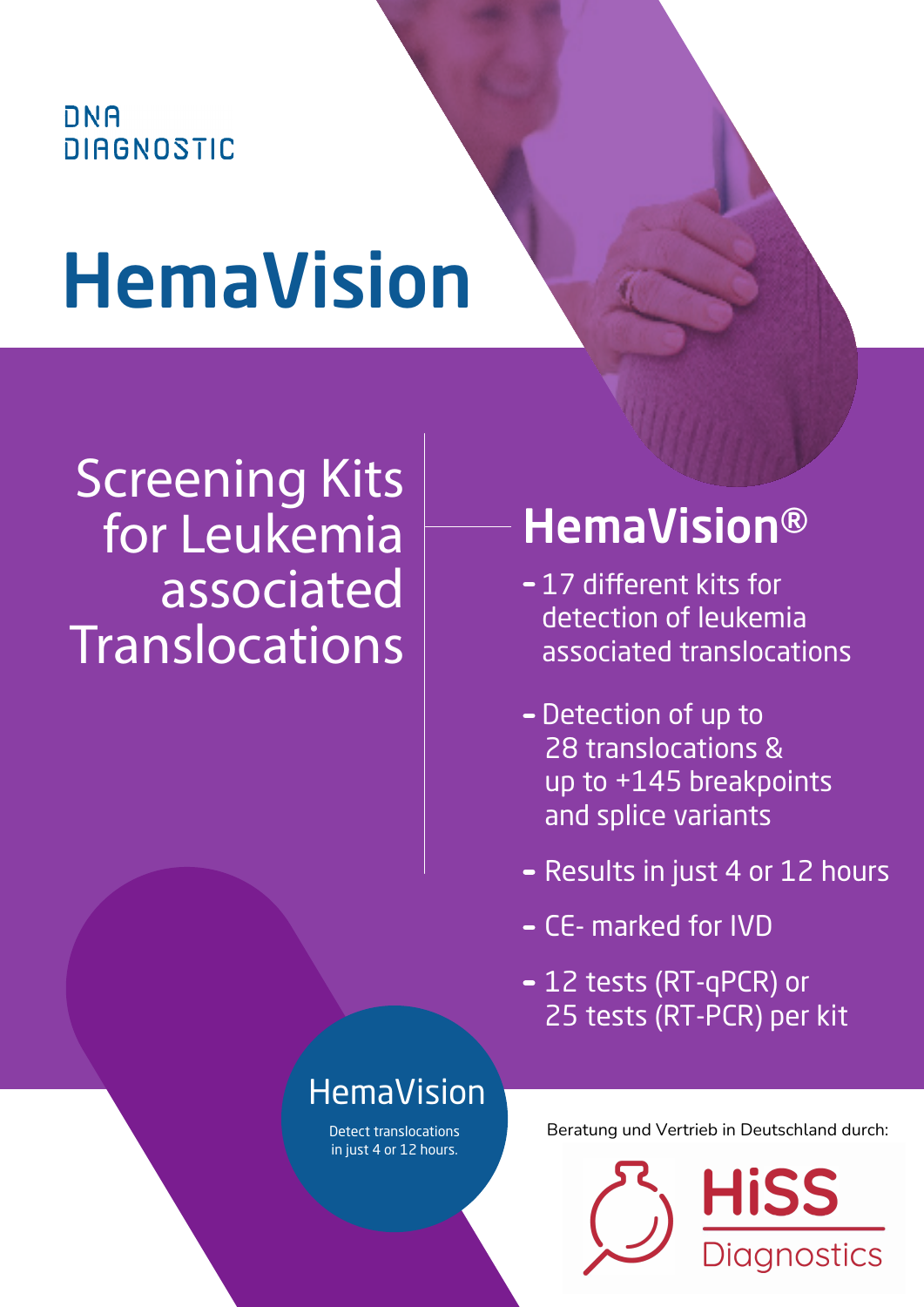DNA
DIAGNOSTIC

# HemaVision

## Screening Kits for Leukemia associated Translocations

## HemaVision®

- 17 different kits for detection of leukemia associated translocations
- Detection of up to 28 translocations & up to +145 breakpoints and splice variants
- Results in just 4 or 12 hours
- CE- marked for IVD
- 12 tests (RT-qPCR) or 25 tests (RT-PCR) per kit

HemaVision

Detect translocations in just 4 or 12 hours.

Beratung und Vertrieb in Deutschland durch:

HiSS Diagnostics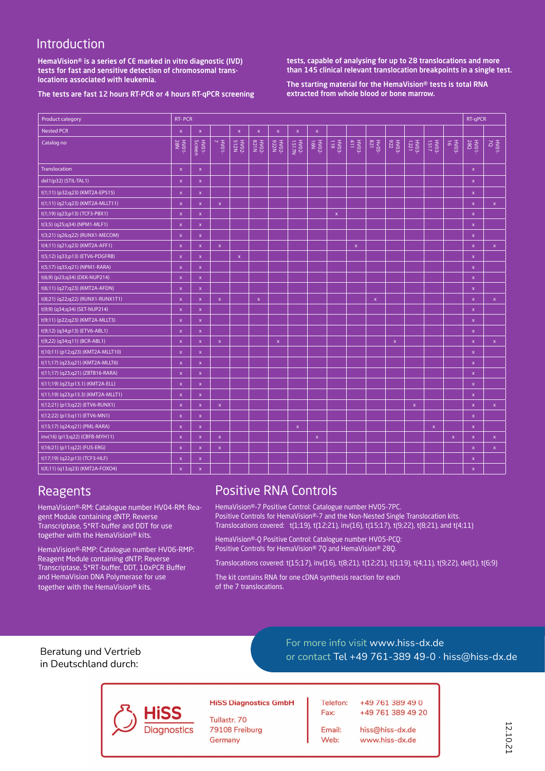## Introduction

**HemaVision® is a series of CE marked in vitro diagnostic (IVD) tests for fast and sensitive detection of chromosomal translocations associated with leukemia.**

**The tests are fast 12 hours RT-PCR or 4 hours RT-qPCR screening tests, capable of analysing for up to 28 translocations and more than 145 clinical relevant translocation breakpoints in a single test.**

**The starting material for the HemaVision® tests is total RNA extracted from whole blood or bone marrow.**

| Product category | RT- PCR | | | | | | | | | | | | | | | RT-qPCR | |
|---|---|---|---|---|---|---|---|---|---|---|---|---|---|---|---|---|---|
| Nested PCR | x | x | | x | x | x | x | x | | | | | | | | | |
| Catalog no | HV01-28N | HV01-Screen | HV01-7 | HV02-512N | HV02-821N | HV02-922N | HV02-1517N | HV02-16N | HV03-119 | HV03-411 | HV03-821 | HV03-922 | HV03-1221 | HV03-1517 | HV03-16 | HV01-28Q | HV01-7Q |
| Translocation | x | x | | | | | | | | | | | | | | x | |
| del1(p32) (STIL-TAL1) | x | x | | | | | | | | | | | | | | x | |
| t(1;11) (p32;q23) (KMT2A-EPS15) | x | x | | | | | | | | | | | | | | x | |
| t(1;11) (q21;q23) (KMT2A-MLLT11) | x | x | x | | | | | | | | | | | | | x | x |
| t(1;19) (q23;p13) (TCF3-PBX1) | x | x | | | | | | | x | | | | | | | x | |
| t(3;5) (q25;q34) (NPM1-MLF1) | x | x | | | | | | | | | | | | | | x | |
| t(3;21) (q26;q22) (RUNX1-MECOM) | x | x | | | | | | | | | | | | | | x | |
| t(4;11) (q21;q23) (KMT2A-AFF1) | x | x | x | | | | | | | x | | | | | | x | x |
| t(5;12) (q33;p13) (ETV6-PDGFRB) | x | x | | x | | | | | | | | | | | | x | |
| t(5;17) (q35;q21) (NPM1-RARA) | x | x | | | | | | | | | | | | | | x | |
| t(6;9) (p23;q34) (DEK-NUP214) | x | x | | | | | | | | | | | | | | x | |
| t(6;11) (q27;q23) (KMT2A-AFDN) | x | x | | | | | | | | | | | | | | x | |
| t(8;21) (q22;q22) (RUNX1-RUNX1T1) | x | x | x | | x | | | | | | x | | | | | x | x |
| t(9;9) (q34;q34) (SET-NUP214) | x | x | | | | | | | | | | | | | | x | |
| t(9;11) (p22;q23) (KMT2A-MLLT3) | x | x | | | | | | | | | | | | | | x | |
| t(9;12) (q34;p13) (ETV6-ABL1) | x | x | | | | | | | | | | | | | | x | |
| t(9;22) (q34;q11) (BCR-ABL1) | x | x | x | | | x | | | | | | x | | | | x | x |
| t(10;11) (p12;q23) (KMT2A-MLLT10) | x | x | | | | | | | | | | | | | | x | |
| t(11;17) (q23;q21) (KMT2A-MLLT6) | x | x | | | | | | | | | | | | | | x | |
| t(11;17) (q23;q21) (ZBTB16-RARA) | x | x | | | | | | | | | | | | | | x | |
| t(11;19) (q23;p13.1) (KMT2A-ELL) | x | x | | | | | | | | | | | | | | x | |
| t(11;19) (q23;p13.3) (KMT2A-MLLT1) | x | x | | | | | | | | | | | | | | x | |
| t(12;21) (p13;q22) (ETV6-RUNX1) | x | x | x | | | | | | | | | | x | | | x | x |
| t(12;22) (p13;q11) (ETV6-MN1) | x | x | | | | | | | | | | | | | | x | |
| t(15;17) (q24;q21) (PML-RARA) | x | x | | | | | x | | | | | | | x | | x | |
| inv(16) (p13;q22) (CBFB-MYH11) | x | x | x | | | | | x | | | | | | | x | x | x |
| t(16;21) (p11;q22) (FUS-ERG) | x | x | x | | | | | | | | | | | | | x | x |
| t(17;19) (q22;p13) (TCF3-HLF) | x | x | | | | | | | | | | | | | | x | |
| t(X;11) (q13;q23) (KMT2A-FOXO4) | x | x | | | | | | | | | | | | | | x | |

## Reagents

HemaVision®-RM: Catalogue number HV04-RM: Reagent Module containing dNTP, Reverse Transcriptase, 5*RT-buffer and DDT for use together with the HemaVision® kits.

HemaVision®-RMP: Catalogue number HV06-RMP: Reagent Module containing dNTP, Reverse Transcriptase, 5*RT-buffer, DDT, 10xPCR Buffer and HemaVision DNA Polymerase for use together with the HemaVision® kits.

## Positive RNA Controls

HemaVision®-7 Positive Control: Catalogue number HV05-7PC.
Positive Controls for HemaVision®-7 and the Non-Nested Single Translocation kits.
Translocations covered: t(1;19), t(12;21), inv(16), t(15;17), t(9;22), t(8;21), and t(4;11)

HemaVision®-Q Positive Control: Catalogue number HV05-PCQ:
Positive Controls for HemaVision® 7Q and HemaVision® 28Q.

Translocations covered: t(15;17), inv(16), t(8;21), t(12;21), t(1;19), t(4;11), t(9;22), del(1), t(6;9)

The kit contains RNA for one cDNA synthesis reaction for each of the 7 translocations.

Beratung und Vertrieb in Deutschland durch:

For more info visit www.hiss-dx.de
or contact Tel +49 761-389 49-0 · hiss@hiss-dx.de

HiSS Diagnostics

**HiSS Diagnostics GmbH**
Tullastr. 70
79108 Freiburg
Germany

Telefon: +49 761 389 49 0
Fax: +49 761 389 49 20
Email: hiss@hiss-dx.de
Web: www.hiss-dx.de

12.10.21